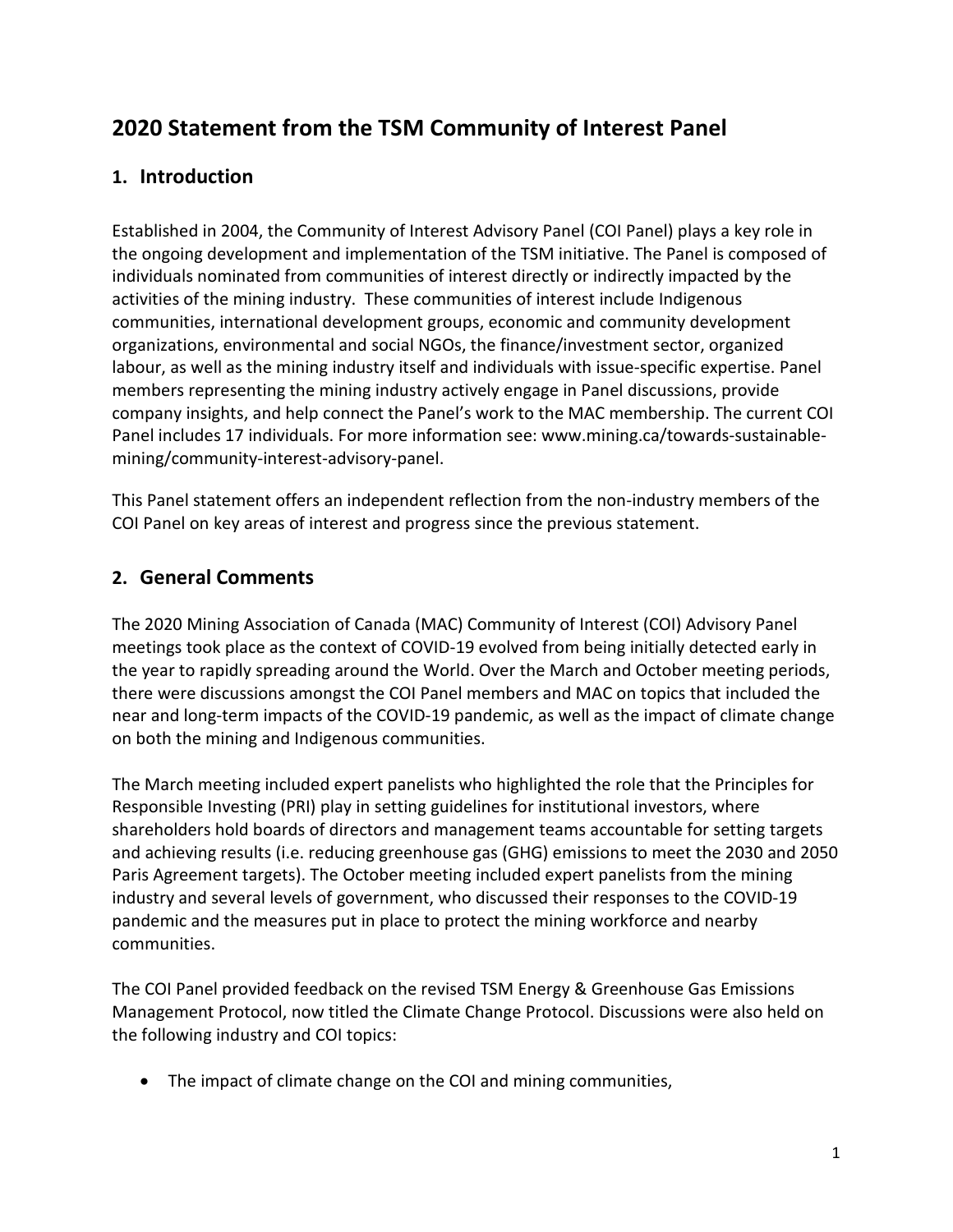# 2020 Statement from the TSM Community of Interest Panel

## 1. Introduction

Established in 2004, the Community of Interest Advisory Panel (COI Panel) plays a key role in the ongoing development and implementation of the TSM initiative. The Panel is composed of individuals nominated from communities of interest directly or indirectly impacted by the activities of the mining industry. These communities of interest include Indigenous communities, international development groups, economic and community development organizations, environmental and social NGOs, the finance/investment sector, organized labour, as well as the mining industry itself and individuals with issue-specific expertise. Panel members representing the mining industry actively engage in Panel discussions, provide company insights, and help connect the Panel's work to the MAC membership. The current COI Panel includes 17 individuals. For more information see: www.mining.ca/towards-sustainable-mining/community-interest-advisory-panel.

This Panel statement offers an independent reflection from the non-industry members of the COI Panel on key areas of interest and progress since the previous statement.

## 2. General Comments

The 2020 Mining Association of Canada (MAC) Community of Interest (COI) Advisory Panel meetings took place as the context of COVID-19 evolved from being initially detected early in the year to rapidly spreading around the World. Over the March and October meeting periods, there were discussions amongst the COI Panel members and MAC on topics that included the near and long-term impacts of the COVID-19 pandemic, as well as the impact of climate change on both the mining and Indigenous communities.

The March meeting included expert panelists who highlighted the role that the Principles for Responsible Investing (PRI) play in setting guidelines for institutional investors, where shareholders hold boards of directors and management teams accountable for setting targets and achieving results (i.e. reducing greenhouse gas (GHG) emissions to meet the 2030 and 2050 Paris Agreement targets). The October meeting included expert panelists from the mining industry and several levels of government, who discussed their responses to the COVID-19 pandemic and the measures put in place to protect the mining workforce and nearby communities.

The COI Panel provided feedback on the revised TSM Energy & Greenhouse Gas Emissions Management Protocol, now titled the Climate Change Protocol. Discussions were also held on the following industry and COI topics:

- The impact of climate change on the COI and mining communities,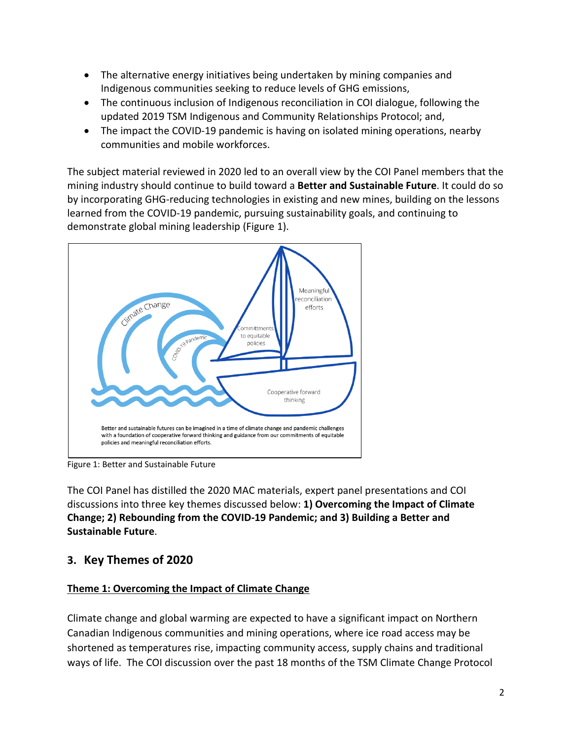- The alternative energy initiatives being undertaken by mining companies and Indigenous communities seeking to reduce levels of GHG emissions,
- The continuous inclusion of Indigenous reconciliation in COI dialogue, following the updated 2019 TSM Indigenous and Community Relationships Protocol; and,
- The impact the COVID-19 pandemic is having on isolated mining operations, nearby communities and mobile workforces.

The subject material reviewed in 2020 led to an overall view by the COI Panel members that the mining industry should continue to build toward a **Better and Sustainable Future**. It could do so by incorporating GHG-reducing technologies in existing and new mines, building on the lessons learned from the COVID-19 pandemic, pursuing sustainability goals, and continuing to demonstrate global mining leadership (Figure 1).

Better and sustainable futures can be imagined in a time of climate change and pandemic challenges with a foundation of cooperative forward thinking and guidance from our commitments of equitable policies and meaningful reconciliation efforts.

Figure 1: Better and Sustainable Future

The COI Panel has distilled the 2020 MAC materials, expert panel presentations and COI discussions into three key themes discussed below: **1) Overcoming the Impact of Climate Change; 2) Rebounding from the COVID-19 Pandemic; and 3) Building a Better and Sustainable Future**.

## 3. Key Themes of 2020

### Theme 1: Overcoming the Impact of Climate Change

Climate change and global warming are expected to have a significant impact on Northern Canadian Indigenous communities and mining operations, where ice road access may be shortened as temperatures rise, impacting community access, supply chains and traditional ways of life. The COI discussion over the past 18 months of the TSM Climate Change Protocol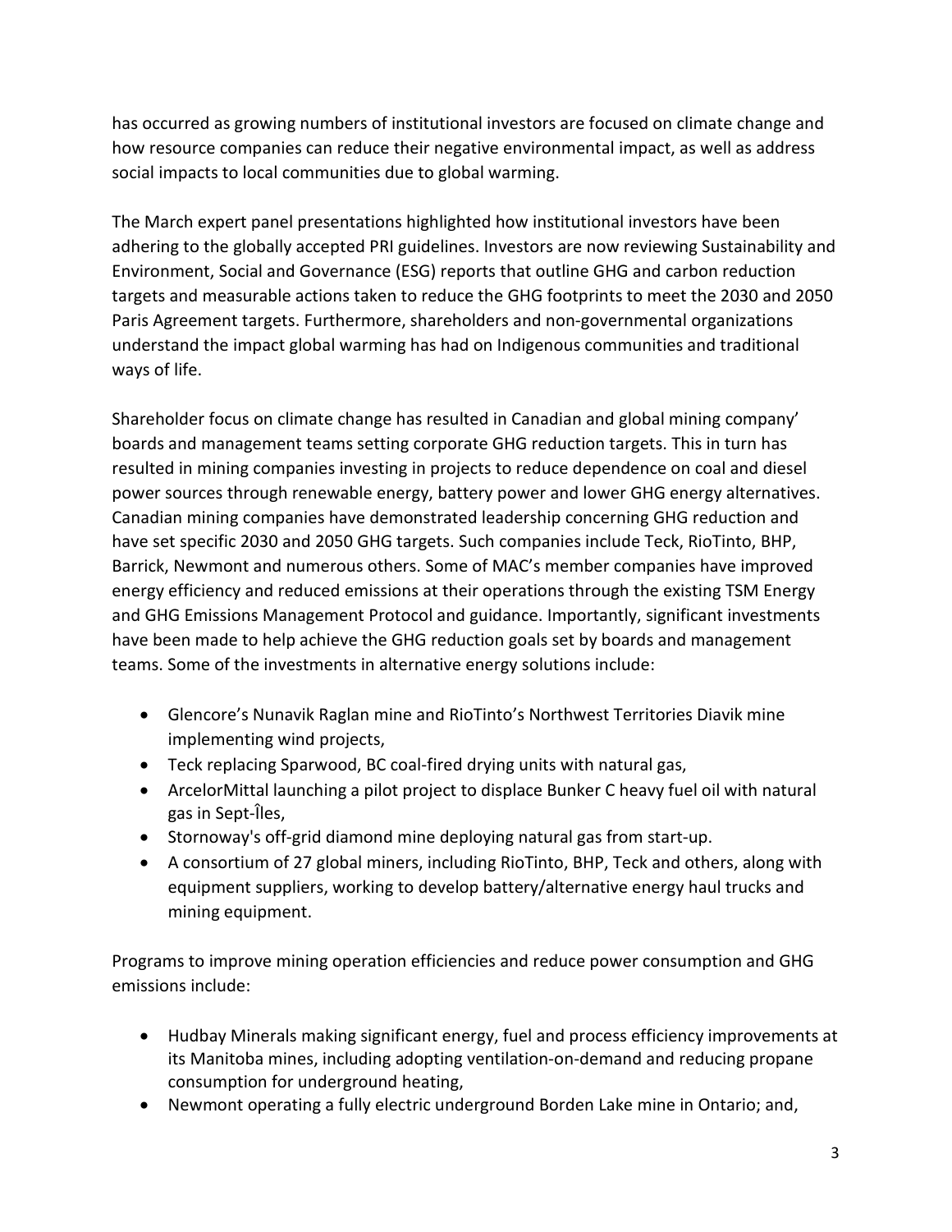has occurred as growing numbers of institutional investors are focused on climate change and how resource companies can reduce their negative environmental impact, as well as address social impacts to local communities due to global warming.

The March expert panel presentations highlighted how institutional investors have been adhering to the globally accepted PRI guidelines. Investors are now reviewing Sustainability and Environment, Social and Governance (ESG) reports that outline GHG and carbon reduction targets and measurable actions taken to reduce the GHG footprints to meet the 2030 and 2050 Paris Agreement targets. Furthermore, shareholders and non-governmental organizations understand the impact global warming has had on Indigenous communities and traditional ways of life.

Shareholder focus on climate change has resulted in Canadian and global mining company' boards and management teams setting corporate GHG reduction targets. This in turn has resulted in mining companies investing in projects to reduce dependence on coal and diesel power sources through renewable energy, battery power and lower GHG energy alternatives. Canadian mining companies have demonstrated leadership concerning GHG reduction and have set specific 2030 and 2050 GHG targets. Such companies include Teck, RioTinto, BHP, Barrick, Newmont and numerous others. Some of MAC's member companies have improved energy efficiency and reduced emissions at their operations through the existing TSM Energy and GHG Emissions Management Protocol and guidance. Importantly, significant investments have been made to help achieve the GHG reduction goals set by boards and management teams. Some of the investments in alternative energy solutions include:

- Glencore's Nunavik Raglan mine and RioTinto's Northwest Territories Diavik mine implementing wind projects,
- Teck replacing Sparwood, BC coal-fired drying units with natural gas,
- ArcelorMittal launching a pilot project to displace Bunker C heavy fuel oil with natural gas in Sept-Îles,
- Stornoway's off-grid diamond mine deploying natural gas from start-up.
- A consortium of 27 global miners, including RioTinto, BHP, Teck and others, along with equipment suppliers, working to develop battery/alternative energy haul trucks and mining equipment.

Programs to improve mining operation efficiencies and reduce power consumption and GHG emissions include:

- Hudbay Minerals making significant energy, fuel and process efficiency improvements at its Manitoba mines, including adopting ventilation-on-demand and reducing propane consumption for underground heating,
- Newmont operating a fully electric underground Borden Lake mine in Ontario; and,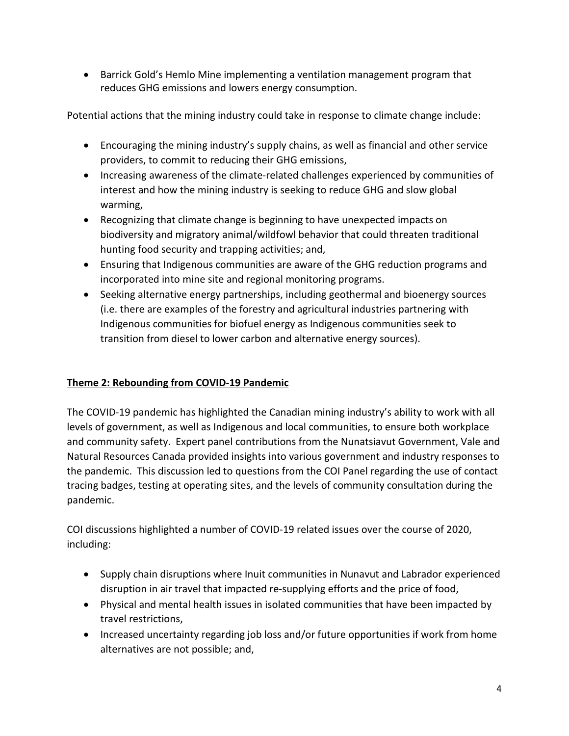- Barrick Gold's Hemlo Mine implementing a ventilation management program that reduces GHG emissions and lowers energy consumption.

Potential actions that the mining industry could take in response to climate change include:

- Encouraging the mining industry's supply chains, as well as financial and other service providers, to commit to reducing their GHG emissions,
- Increasing awareness of the climate-related challenges experienced by communities of interest and how the mining industry is seeking to reduce GHG and slow global warming,
- Recognizing that climate change is beginning to have unexpected impacts on biodiversity and migratory animal/wildfowl behavior that could threaten traditional hunting food security and trapping activities; and,
- Ensuring that Indigenous communities are aware of the GHG reduction programs and incorporated into mine site and regional monitoring programs.
- Seeking alternative energy partnerships, including geothermal and bioenergy sources (i.e. there are examples of the forestry and agricultural industries partnering with Indigenous communities for biofuel energy as Indigenous communities seek to transition from diesel to lower carbon and alternative energy sources).

**Theme 2: Rebounding from COVID-19 Pandemic**

The COVID-19 pandemic has highlighted the Canadian mining industry's ability to work with all levels of government, as well as Indigenous and local communities, to ensure both workplace and community safety. Expert panel contributions from the Nunatsiavut Government, Vale and Natural Resources Canada provided insights into various government and industry responses to the pandemic. This discussion led to questions from the COI Panel regarding the use of contact tracing badges, testing at operating sites, and the levels of community consultation during the pandemic.

COI discussions highlighted a number of COVID-19 related issues over the course of 2020, including:

- Supply chain disruptions where Inuit communities in Nunavut and Labrador experienced disruption in air travel that impacted re-supplying efforts and the price of food,
- Physical and mental health issues in isolated communities that have been impacted by travel restrictions,
- Increased uncertainty regarding job loss and/or future opportunities if work from home alternatives are not possible; and,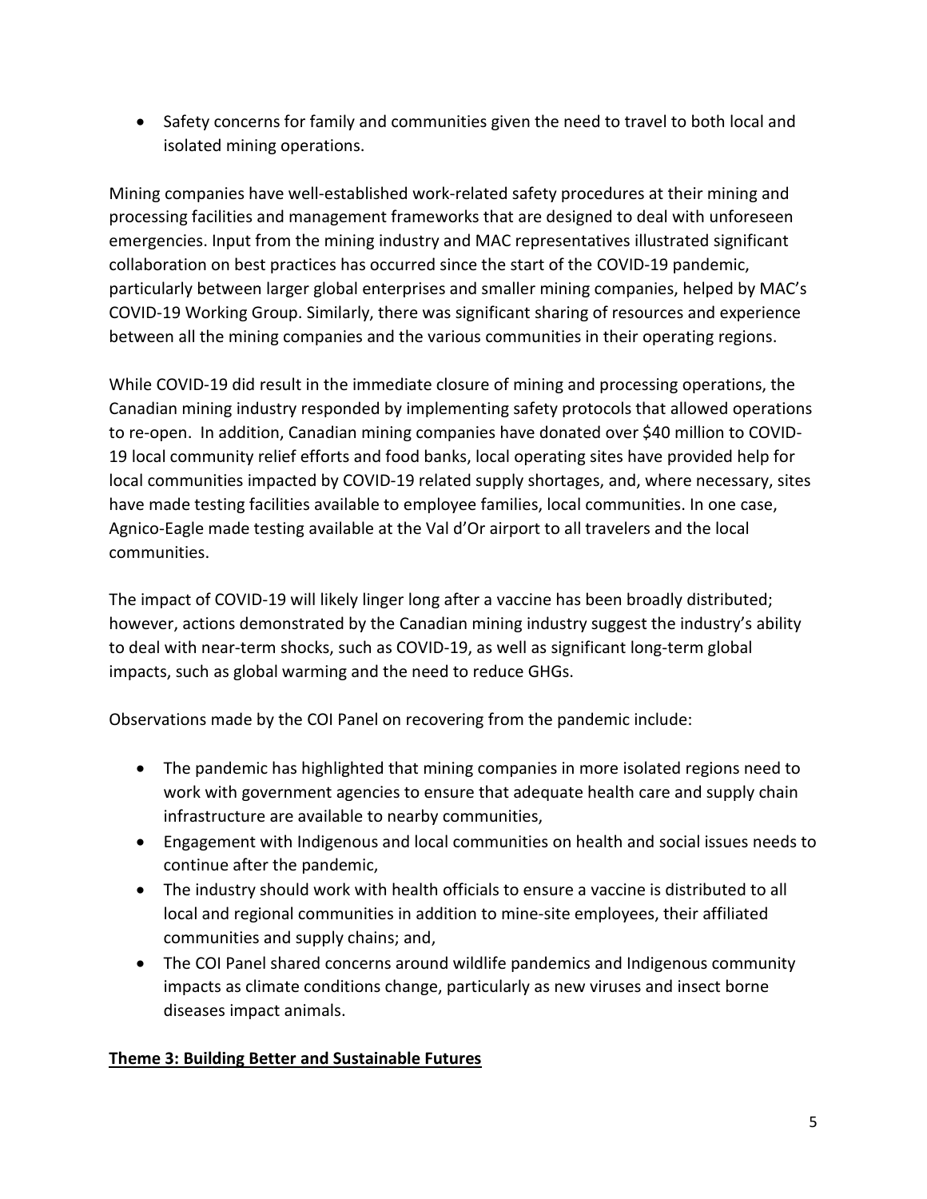- Safety concerns for family and communities given the need to travel to both local and isolated mining operations.

Mining companies have well-established work-related safety procedures at their mining and processing facilities and management frameworks that are designed to deal with unforeseen emergencies. Input from the mining industry and MAC representatives illustrated significant collaboration on best practices has occurred since the start of the COVID-19 pandemic, particularly between larger global enterprises and smaller mining companies, helped by MAC's COVID-19 Working Group. Similarly, there was significant sharing of resources and experience between all the mining companies and the various communities in their operating regions.

While COVID-19 did result in the immediate closure of mining and processing operations, the Canadian mining industry responded by implementing safety protocols that allowed operations to re-open. In addition, Canadian mining companies have donated over $40 million to COVID-19 local community relief efforts and food banks, local operating sites have provided help for local communities impacted by COVID-19 related supply shortages, and, where necessary, sites have made testing facilities available to employee families, local communities. In one case, Agnico-Eagle made testing available at the Val d'Or airport to all travelers and the local communities.

The impact of COVID-19 will likely linger long after a vaccine has been broadly distributed; however, actions demonstrated by the Canadian mining industry suggest the industry's ability to deal with near-term shocks, such as COVID-19, as well as significant long-term global impacts, such as global warming and the need to reduce GHGs.

Observations made by the COI Panel on recovering from the pandemic include:

- The pandemic has highlighted that mining companies in more isolated regions need to work with government agencies to ensure that adequate health care and supply chain infrastructure are available to nearby communities,
- Engagement with Indigenous and local communities on health and social issues needs to continue after the pandemic,
- The industry should work with health officials to ensure a vaccine is distributed to all local and regional communities in addition to mine-site employees, their affiliated communities and supply chains; and,
- The COI Panel shared concerns around wildlife pandemics and Indigenous community impacts as climate conditions change, particularly as new viruses and insect borne diseases impact animals.

**Theme 3: Building Better and Sustainable Futures**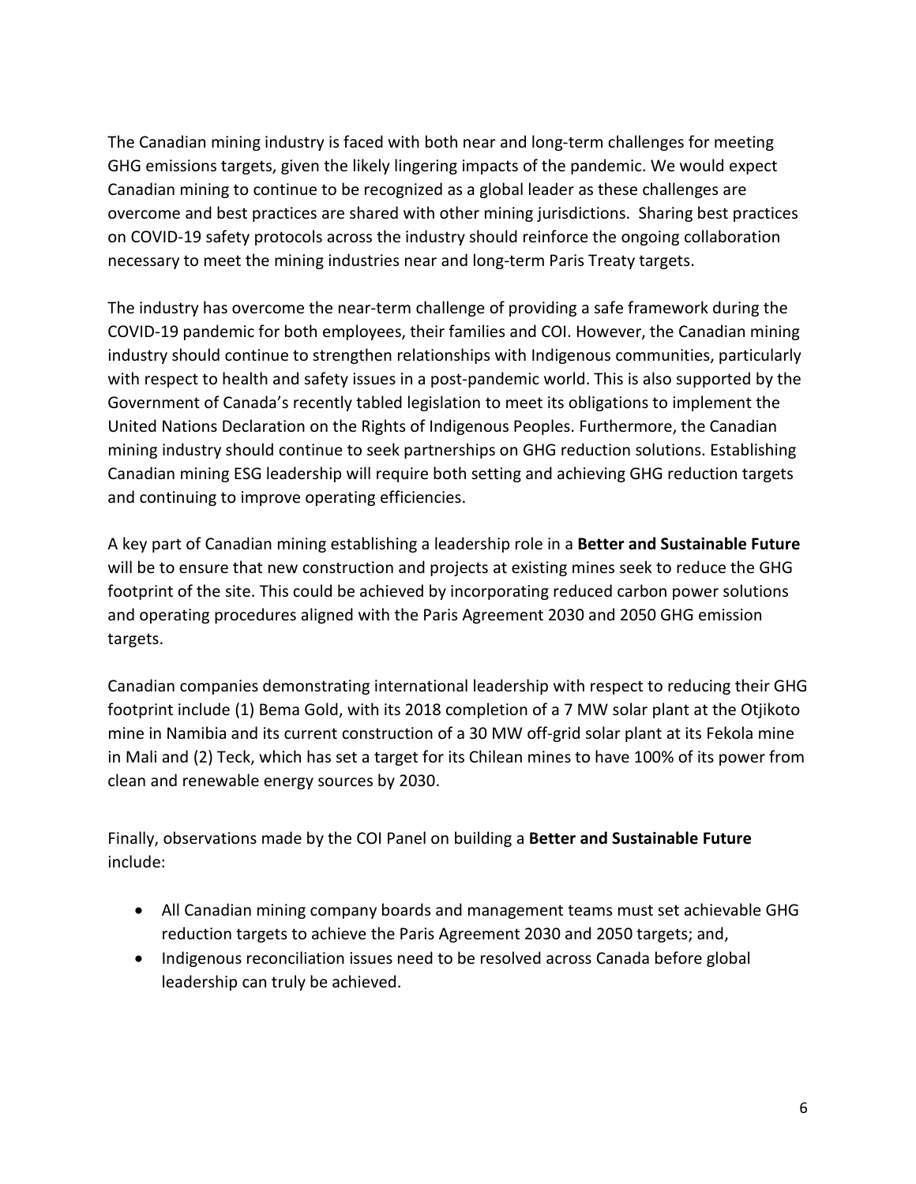The Canadian mining industry is faced with both near and long-term challenges for meeting GHG emissions targets, given the likely lingering impacts of the pandemic. We would expect Canadian mining to continue to be recognized as a global leader as these challenges are overcome and best practices are shared with other mining jurisdictions.  Sharing best practices on COVID-19 safety protocols across the industry should reinforce the ongoing collaboration necessary to meet the mining industries near and long-term Paris Treaty targets.

The industry has overcome the near-term challenge of providing a safe framework during the COVID-19 pandemic for both employees, their families and COI. However, the Canadian mining industry should continue to strengthen relationships with Indigenous communities, particularly with respect to health and safety issues in a post-pandemic world. This is also supported by the Government of Canada's recently tabled legislation to meet its obligations to implement the United Nations Declaration on the Rights of Indigenous Peoples. Furthermore, the Canadian mining industry should continue to seek partnerships on GHG reduction solutions. Establishing Canadian mining ESG leadership will require both setting and achieving GHG reduction targets and continuing to improve operating efficiencies.

A key part of Canadian mining establishing a leadership role in a **Better and Sustainable Future** will be to ensure that new construction and projects at existing mines seek to reduce the GHG footprint of the site. This could be achieved by incorporating reduced carbon power solutions and operating procedures aligned with the Paris Agreement 2030 and 2050 GHG emission targets.

Canadian companies demonstrating international leadership with respect to reducing their GHG footprint include (1) Bema Gold, with its 2018 completion of a 7 MW solar plant at the Otjikoto mine in Namibia and its current construction of a 30 MW off-grid solar plant at its Fekola mine in Mali and (2) Teck, which has set a target for its Chilean mines to have 100% of its power from clean and renewable energy sources by 2030.

Finally, observations made by the COI Panel on building a **Better and Sustainable Future** include:

- All Canadian mining company boards and management teams must set achievable GHG reduction targets to achieve the Paris Agreement 2030 and 2050 targets; and,
- Indigenous reconciliation issues need to be resolved across Canada before global leadership can truly be achieved.